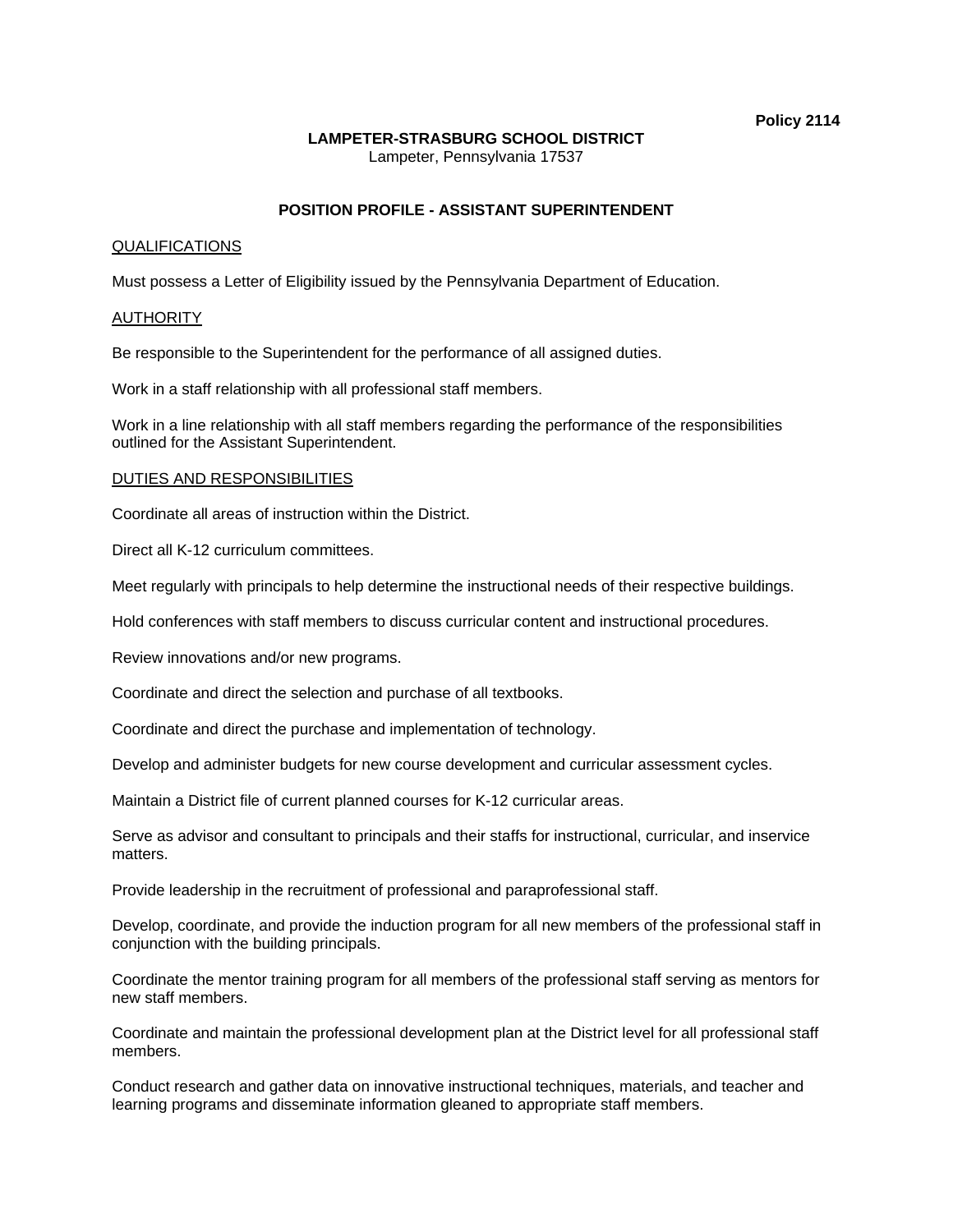**Policy 2114**

**LAMPETER-STRASBURG SCHOOL DISTRICT**
Lampeter, Pennsylvania 17537

# POSITION PROFILE - ASSISTANT SUPERINTENDENT

## QUALIFICATIONS

Must possess a Letter of Eligibility issued by the Pennsylvania Department of Education.

## AUTHORITY

Be responsible to the Superintendent for the performance of all assigned duties.

Work in a staff relationship with all professional staff members.

Work in a line relationship with all staff members regarding the performance of the responsibilities outlined for the Assistant Superintendent.

## DUTIES AND RESPONSIBILITIES

Coordinate all areas of instruction within the District.

Direct all K-12 curriculum committees.

Meet regularly with principals to help determine the instructional needs of their respective buildings.

Hold conferences with staff members to discuss curricular content and instructional procedures.

Review innovations and/or new programs.

Coordinate and direct the selection and purchase of all textbooks.

Coordinate and direct the purchase and implementation of technology.

Develop and administer budgets for new course development and curricular assessment cycles.

Maintain a District file of current planned courses for K-12 curricular areas.

Serve as advisor and consultant to principals and their staffs for instructional, curricular, and inservice matters.

Provide leadership in the recruitment of professional and paraprofessional staff.

Develop, coordinate, and provide the induction program for all new members of the professional staff in conjunction with the building principals.

Coordinate the mentor training program for all members of the professional staff serving as mentors for new staff members.

Coordinate and maintain the professional development plan at the District level for all professional staff members.

Conduct research and gather data on innovative instructional techniques, materials, and teacher and learning programs and disseminate information gleaned to appropriate staff members.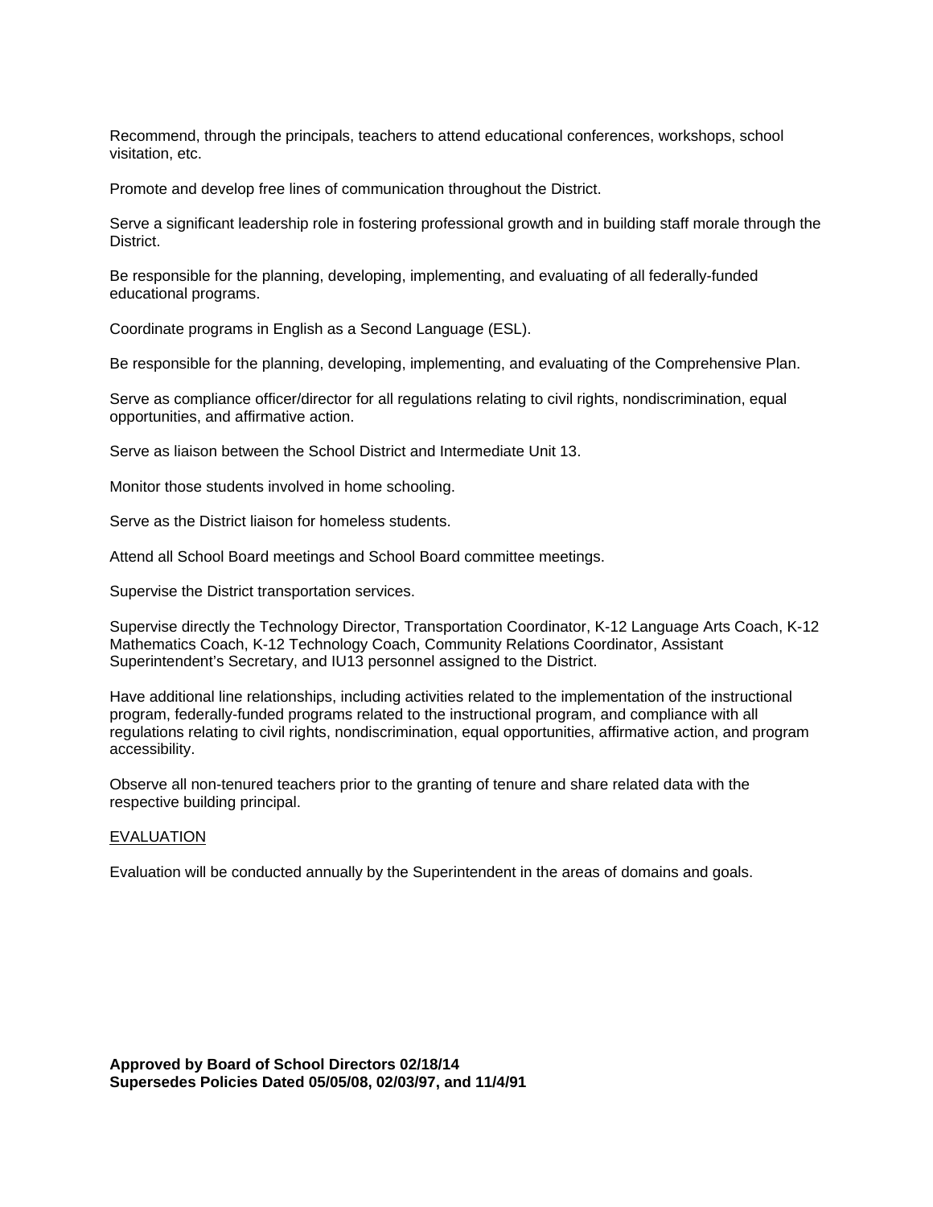Recommend, through the principals, teachers to attend educational conferences, workshops, school visitation, etc.

Promote and develop free lines of communication throughout the District.

Serve a significant leadership role in fostering professional growth and in building staff morale through the District.

Be responsible for the planning, developing, implementing, and evaluating of all federally-funded educational programs.

Coordinate programs in English as a Second Language (ESL).

Be responsible for the planning, developing, implementing, and evaluating of the Comprehensive Plan.

Serve as compliance officer/director for all regulations relating to civil rights, nondiscrimination, equal opportunities, and affirmative action.

Serve as liaison between the School District and Intermediate Unit 13.

Monitor those students involved in home schooling.

Serve as the District liaison for homeless students.

Attend all School Board meetings and School Board committee meetings.

Supervise the District transportation services.

Supervise directly the Technology Director, Transportation Coordinator, K-12 Language Arts Coach, K-12 Mathematics Coach, K-12 Technology Coach, Community Relations Coordinator, Assistant Superintendent's Secretary, and IU13 personnel assigned to the District.

Have additional line relationships, including activities related to the implementation of the instructional program, federally-funded programs related to the instructional program, and compliance with all regulations relating to civil rights, nondiscrimination, equal opportunities, affirmative action, and program accessibility.

Observe all non-tenured teachers prior to the granting of tenure and share related data with the respective building principal.

EVALUATION

Evaluation will be conducted annually by the Superintendent in the areas of domains and goals.

**Approved by Board of School Directors 02/18/14**
**Supersedes Policies Dated 05/05/08, 02/03/97, and 11/4/91**